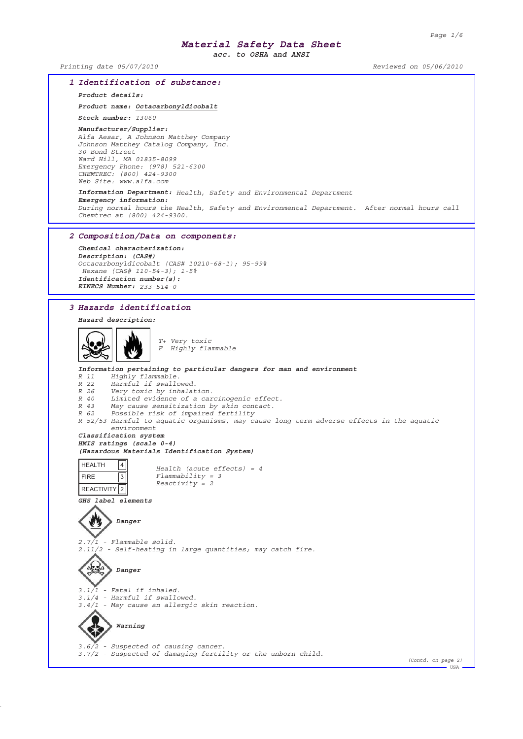# Material Safety Data Sheet

acc. to OSHA and ANSI

Printing date 05/07/2010 Reviewed on 05/06/2010

## 1 Identification of substance:

**Product details:**

**Product name:** Octacarbonyldicobalt

**Stock number:** 13060

**Manufacturer/Supplier:**
Alfa Aesar, A Johnson Matthey Company
Johnson Matthey Catalog Company, Inc.
30 Bond Street
Ward Hill, MA 01835-8099
Emergency Phone: (978) 521-6300
CHEMTREC: (800) 424-9300
Web Site: www.alfa.com

**Information Department:** Health, Safety and Environmental Department
**Emergency information:**
During normal hours the Health, Safety and Environmental Department. After normal hours call Chemtrec at (800) 424-9300.

## 2 Composition/Data on components:

**Chemical characterization:**
**Description: (CAS#)**
Octacarbonyldicobalt (CAS# 10210-68-1); 95-99%
Hexane (CAS# 110-54-3); 1-5%
**Identification number(s):**
**EINECS Number:** 233-514-0

## 3 Hazards identification

**Hazard description:**

T+ Very toxic
F Highly flammable

**Information pertaining to particular dangers for man and environment**
R 11 Highly flammable.
R 22 Harmful if swallowed.
R 26 Very toxic by inhalation.
R 40 Limited evidence of a carcinogenic effect.
R 43 May cause sensitization by skin contact.
R 62 Possible risk of impaired fertility
R 52/53 Harmful to aquatic organisms, may cause long-term adverse effects in the aquatic environment

**Classification system**
**HMIS ratings (scale 0-4)**
**(Hazardous Materials Identification System)**

| HEALTH | 4 |
|---|---|
| FIRE | 3 |
| REACTIVITY | 2 |

Health (acute effects) = 4
Flammability = 3
Reactivity = 2

**GHS label elements**

**Danger**

2.7/1 - Flammable solid.
2.11/2 - Self-heating in large quantities; may catch fire.

**Danger**

3.1/1 - Fatal if inhaled.
3.1/4 - Harmful if swallowed.
3.4/1 - May cause an allergic skin reaction.

**Warning**

3.6/2 - Suspected of causing cancer.
3.7/2 - Suspected of damaging fertility or the unborn child.

(Contd. on page 2)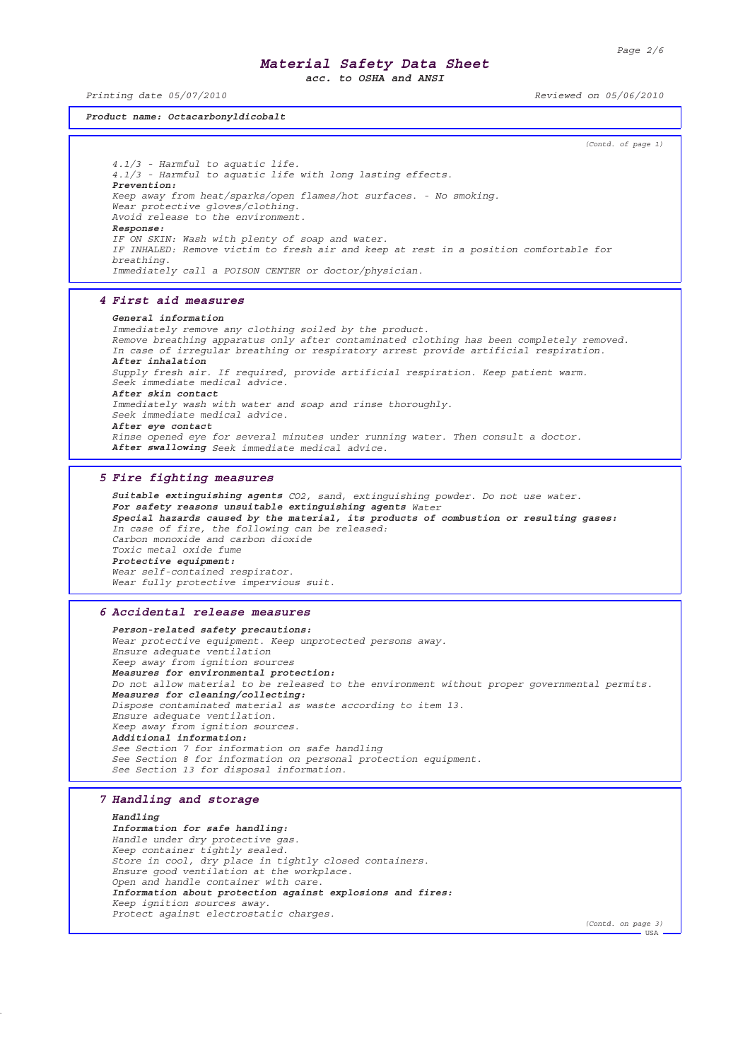**Product name: Octacarbonyldicobalt**

(Contd. of page 1)

4.1/3 - Harmful to aquatic life.
4.1/3 - Harmful to aquatic life with long lasting effects.
**Prevention:**
Keep away from heat/sparks/open flames/hot surfaces. - No smoking.
Wear protective gloves/clothing.
Avoid release to the environment.
**Response:**
IF ON SKIN: Wash with plenty of soap and water.
IF INHALED: Remove victim to fresh air and keep at rest in a position comfortable for breathing.
Immediately call a POISON CENTER or doctor/physician.

## 4 First aid measures

**General information**
Immediately remove any clothing soiled by the product.
Remove breathing apparatus only after contaminated clothing has been completely removed.
In case of irregular breathing or respiratory arrest provide artificial respiration.
**After inhalation**
Supply fresh air. If required, provide artificial respiration. Keep patient warm.
Seek immediate medical advice.
**After skin contact**
Immediately wash with water and soap and rinse thoroughly.
Seek immediate medical advice.
**After eye contact**
Rinse opened eye for several minutes under running water. Then consult a doctor.
**After swallowing** Seek immediate medical advice.

## 5 Fire fighting measures

**Suitable extinguishing agents** $CO_2$, sand, extinguishing powder. Do not use water.
**For safety reasons unsuitable extinguishing agents** Water
**Special hazards caused by the material, its products of combustion or resulting gases:**
In case of fire, the following can be released:
Carbon monoxide and carbon dioxide
Toxic metal oxide fume
**Protective equipment:**
Wear self-contained respirator.
Wear fully protective impervious suit.

## 6 Accidental release measures

**Person-related safety precautions:**
Wear protective equipment. Keep unprotected persons away.
Ensure adequate ventilation
Keep away from ignition sources
**Measures for environmental protection:**
Do not allow material to be released to the environment without proper governmental permits.
**Measures for cleaning/collecting:**
Dispose contaminated material as waste according to item 13.
Ensure adequate ventilation.
Keep away from ignition sources.
**Additional information:**
See Section 7 for information on safe handling
See Section 8 for information on personal protection equipment.
See Section 13 for disposal information.

## 7 Handling and storage

**Handling**
**Information for safe handling:**
Handle under dry protective gas.
Keep container tightly sealed.
Store in cool, dry place in tightly closed containers.
Ensure good ventilation at the workplace.
Open and handle container with care.
**Information about protection against explosions and fires:**
Keep ignition sources away.
Protect against electrostatic charges.

(Contd. on page 3)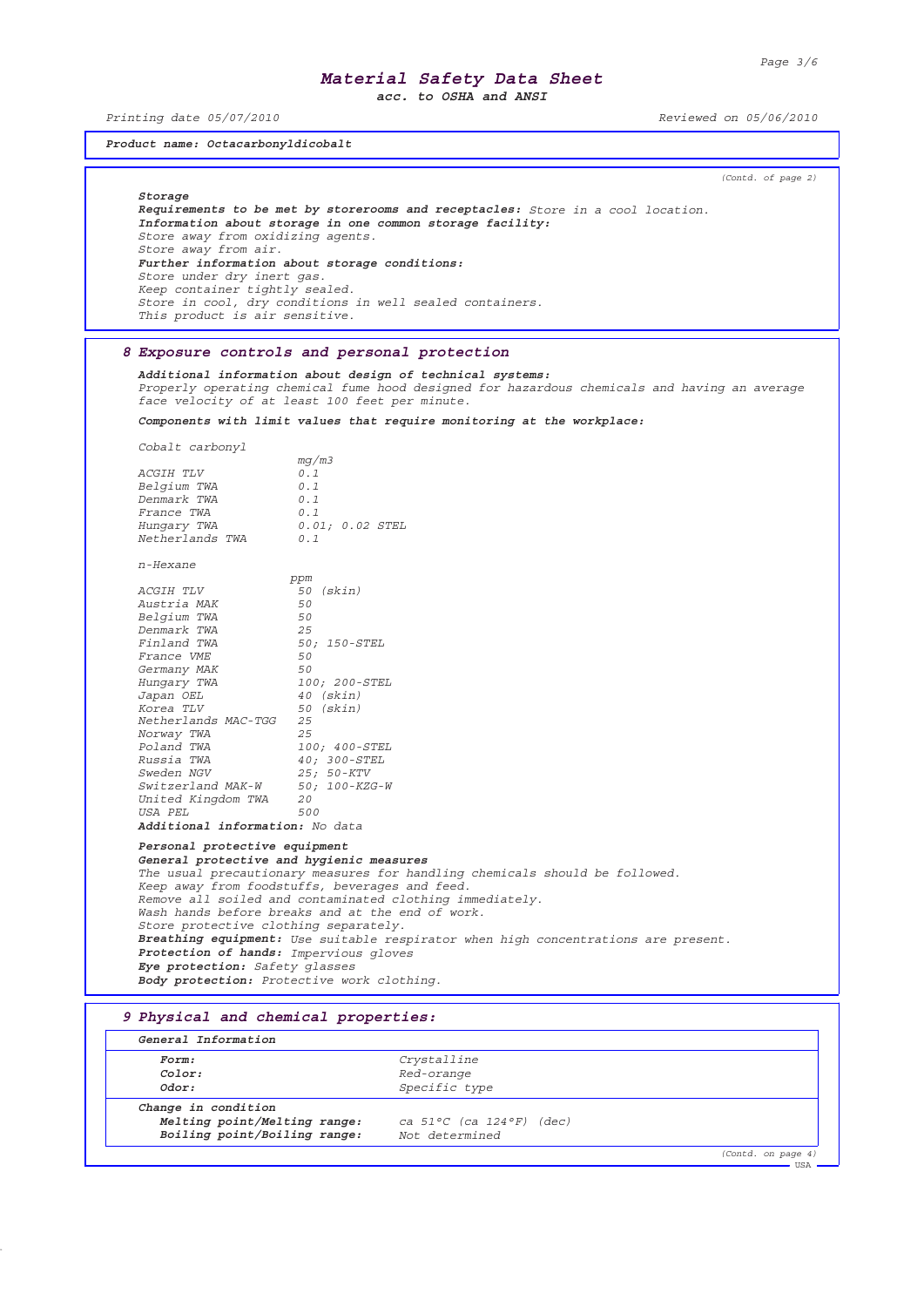# Material Safety Data Sheet

acc. to OSHA and ANSI

Printing date 05/07/2010 | Reviewed on 05/06/2010

**Product name: Octacarbonyldicobalt**

(Contd. of page 2)

**Storage**

**Requirements to be met by storerooms and receptacles:** Store in a cool location.

**Information about storage in one common storage facility:**

Store away from oxidizing agents.

Store away from air.

**Further information about storage conditions:**

Store under dry inert gas.

Keep container tightly sealed.

Store in cool, dry conditions in well sealed containers.

This product is air sensitive.

## 8 Exposure controls and personal protection

**Additional information about design of technical systems:**

Properly operating chemical fume hood designed for hazardous chemicals and having an average face velocity of at least 100 feet per minute.

**Components with limit values that require monitoring at the workplace:**

Cobalt carbonyl

| | mg/m3 |
|---|---|
| ACGIH TLV | 0.1 |
| Belgium TWA | 0.1 |
| Denmark TWA | 0.1 |
| France TWA | 0.1 |
| Hungary TWA | 0.01; 0.02 STEL |
| Netherlands TWA | 0.1 |

n-Hexane

| | ppm |
|---|---|
| ACGIH TLV | 50 (skin) |
| Austria MAK | 50 |
| Belgium TWA | 50 |
| Denmark TWA | 25 |
| Finland TWA | 50; 150-STEL |
| France VME | 50 |
| Germany MAK | 50 |
| Hungary TWA | 100; 200-STEL |
| Japan OEL | 40 (skin) |
| Korea TLV | 50 (skin) |
| Netherlands MAC-TGG | 25 |
| Norway TWA | 25 |
| Poland TWA | 100; 400-STEL |
| Russia TWA | 40; 300-STEL |
| Sweden NGV | 25; 50-KTV |
| Switzerland MAK-W | 50; 100-KZG-W |
| United Kingdom TWA | 20 |
| USA PEL | 500 |

**Additional information:** No data

**Personal protective equipment**

**General protective and hygienic measures**

The usual precautionary measures for handling chemicals should be followed.

Keep away from foodstuffs, beverages and feed.

Remove all soiled and contaminated clothing immediately.

Wash hands before breaks and at the end of work.

Store protective clothing separately.

**Breathing equipment:** Use suitable respirator when high concentrations are present.

**Protection of hands:** Impervious gloves

**Eye protection:** Safety glasses

**Body protection:** Protective work clothing.

## 9 Physical and chemical properties:

| General Information | |
|---|---|
| **Form:** | Crystalline |
| **Color:** | Red-orange |
| **Odor:** | Specific type |
| **Change in condition** | |
| **Melting point/Melting range:** | ca 51°C (ca 124°F) (dec) |
| **Boiling point/Boiling range:** | Not determined |

(Contd. on page 4)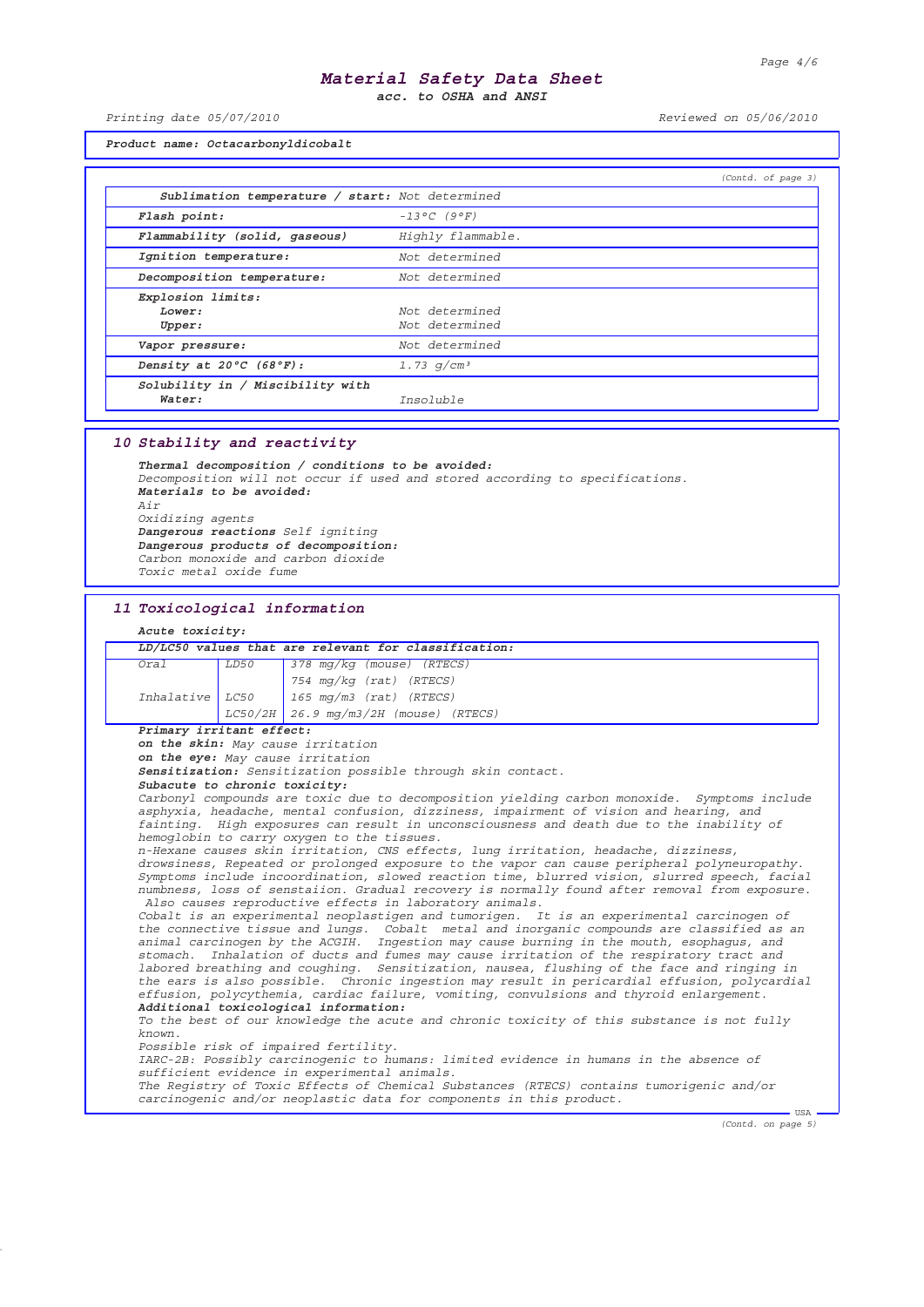**Product name: Octacarbonyldicobalt**

(Contd. of page 3)

| | |
|---|---|
| **Sublimation temperature / start:** | Not determined |
| **Flash point:** | -13°C (9°F) |
| **Flammability (solid, gaseous)** | Highly flammable. |
| **Ignition temperature:** | Not determined |
| **Decomposition temperature:** | Not determined |
| **Explosion limits:** | |
| **Lower:** | Not determined |
| **Upper:** | Not determined |
| **Vapor pressure:** | Not determined |
| **Density at 20°C (68°F):** | 1.73 g/cm³ |
| **Solubility in / Miscibility with** | |
| **Water:** | Insoluble |

## 10 Stability and reactivity

**Thermal decomposition / conditions to be avoided:**
Decomposition will not occur if used and stored according to specifications.
**Materials to be avoided:**
Air
Oxidizing agents
**Dangerous reactions** Self igniting
**Dangerous products of decomposition:**
Carbon monoxide and carbon dioxide
Toxic metal oxide fume

## 11 Toxicological information

**Acute toxicity:**

| **LD/LC50 values that are relevant for classification:** | | |
|---|---|---|
| Oral | LD50 | 378 mg/kg (mouse) (RTECS) |
| | | 754 mg/kg (rat) (RTECS) |
| Inhalative | LC50 | 165 mg/m3 (rat) (RTECS) |
| | LC50/2H | 26.9 mg/m3/2H (mouse) (RTECS) |

**Primary irritant effect:**
**on the skin:** May cause irritation
**on the eye:** May cause irritation
**Sensitization:** Sensitization possible through skin contact.
**Subacute to chronic toxicity:**
Carbonyl compounds are toxic due to decomposition yielding carbon monoxide. Symptoms include asphyxia, headache, mental confusion, dizziness, impairment of vision and hearing, and fainting. High exposures can result in unconsciousness and death due to the inability of hemoglobin to carry oxygen to the tissues.
n-Hexane causes skin irritation, CNS effects, lung irritation, headache, dizziness, drowsiness, Repeated or prolonged exposure to the vapor can cause peripheral polyneuropathy. Symptoms include incoordination, slowed reaction time, blurred vision, slurred speech, facial numbness, loss of senstaiion. Gradual recovery is normally found after removal from exposure. Also causes reproductive effects in laboratory animals.
Cobalt is an experimental neoplastigen and tumorigen. It is an experimental carcinogen of the connective tissue and lungs. Cobalt metal and inorganic compounds are classified as an animal carcinogen by the ACGIH. Ingestion may cause burning in the mouth, esophagus, and stomach. Inhalation of ducts and fumes may cause irritation of the respiratory tract and labored breathing and coughing. Sensitization, nausea, flushing of the face and ringing in the ears is also possible. Chronic ingestion may result in pericardial effusion, polycardial effusion, polycythemia, cardiac failure, vomiting, convulsions and thyroid enlargement.
**Additional toxicological information:**
To the best of our knowledge the acute and chronic toxicity of this substance is not fully known.
Possible risk of impaired fertility.
IARC-2B: Possibly carcinogenic to humans: limited evidence in humans in the absence of sufficient evidence in experimental animals.
The Registry of Toxic Effects of Chemical Substances (RTECS) contains tumorigenic and/or carcinogenic and/or neoplastic data for components in this product.

(Contd. on page 5)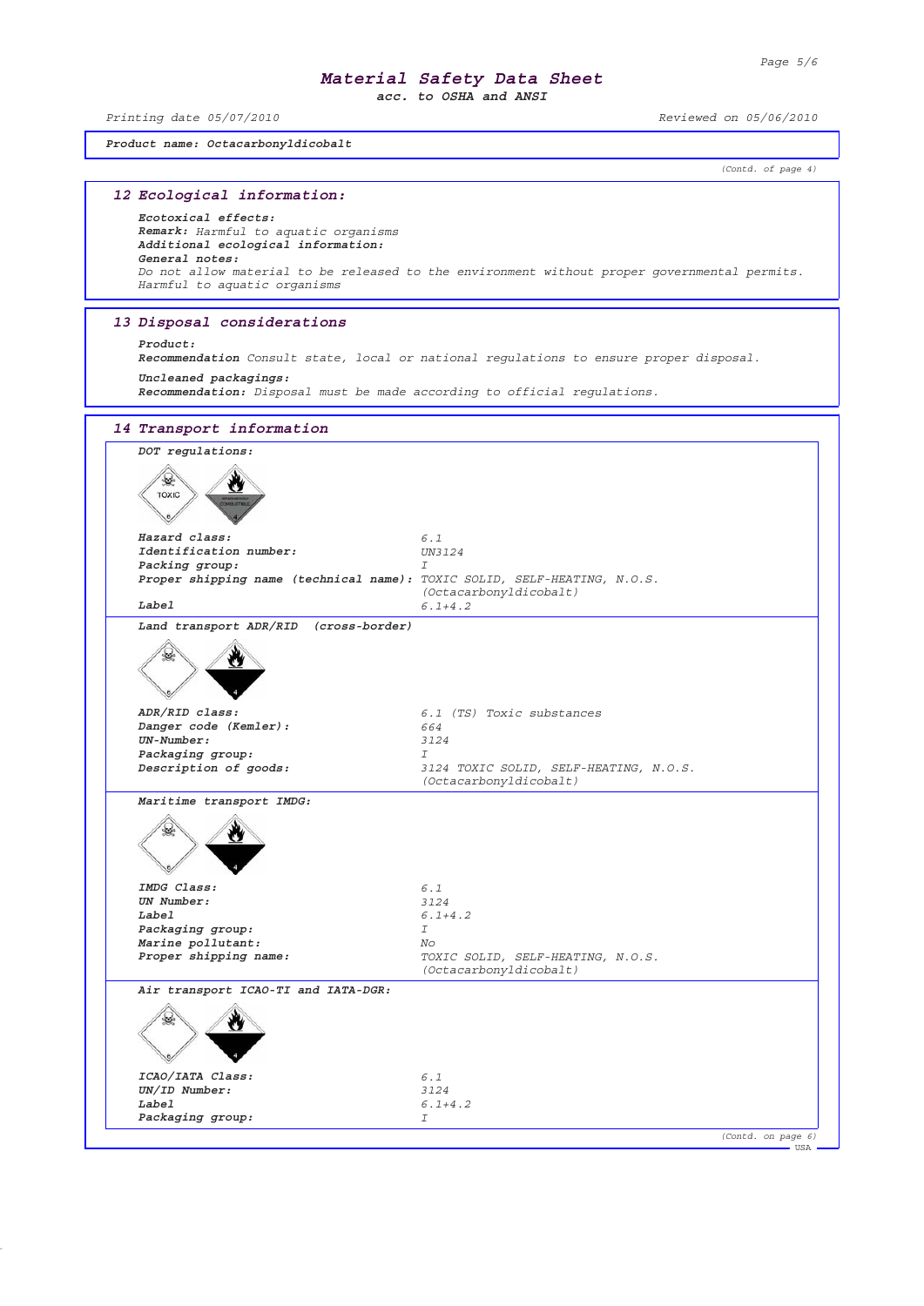**Product name: Octacarbonyldicobalt**

(Contd. of page 4)

## 12 Ecological information:

**Ecotoxical effects:**
**Remark:** Harmful to aquatic organisms
**Additional ecological information:**
**General notes:**
Do not allow material to be released to the environment without proper governmental permits.
Harmful to aquatic organisms

## 13 Disposal considerations

**Product:**
**Recommendation** Consult state, local or national regulations to ensure proper disposal.

**Uncleaned packagings:**
**Recommendation:** Disposal must be made according to official regulations.

## 14 Transport information

**DOT regulations:**

| | |
|---|---|
| **Hazard class:** | 6.1 |
| **Identification number:** | UN3124 |
| **Packing group:** | I |
| **Proper shipping name (technical name):** | TOXIC SOLID, SELF-HEATING, N.O.S. (Octacarbonyldicobalt) |
| **Label** | 6.1+4.2 |

**Land transport ADR/RID (cross-border)**

| | |
|---|---|
| **ADR/RID class:** | 6.1 (TS) Toxic substances |
| **Danger code (Kemler):** | 664 |
| **UN-Number:** | 3124 |
| **Packaging group:** | I |
| **Description of goods:** | 3124 TOXIC SOLID, SELF-HEATING, N.O.S. (Octacarbonyldicobalt) |

**Maritime transport IMDG:**

| | |
|---|---|
| **IMDG Class:** | 6.1 |
| **UN Number:** | 3124 |
| **Label** | 6.1+4.2 |
| **Packaging group:** | I |
| **Marine pollutant:** | No |
| **Proper shipping name:** | TOXIC SOLID, SELF-HEATING, N.O.S. (Octacarbonyldicobalt) |

**Air transport ICAO-TI and IATA-DGR:**

| | |
|---|---|
| **ICAO/IATA Class:** | 6.1 |
| **UN/ID Number:** | 3124 |
| **Label** | 6.1+4.2 |
| **Packaging group:** | I |

(Contd. on page 6)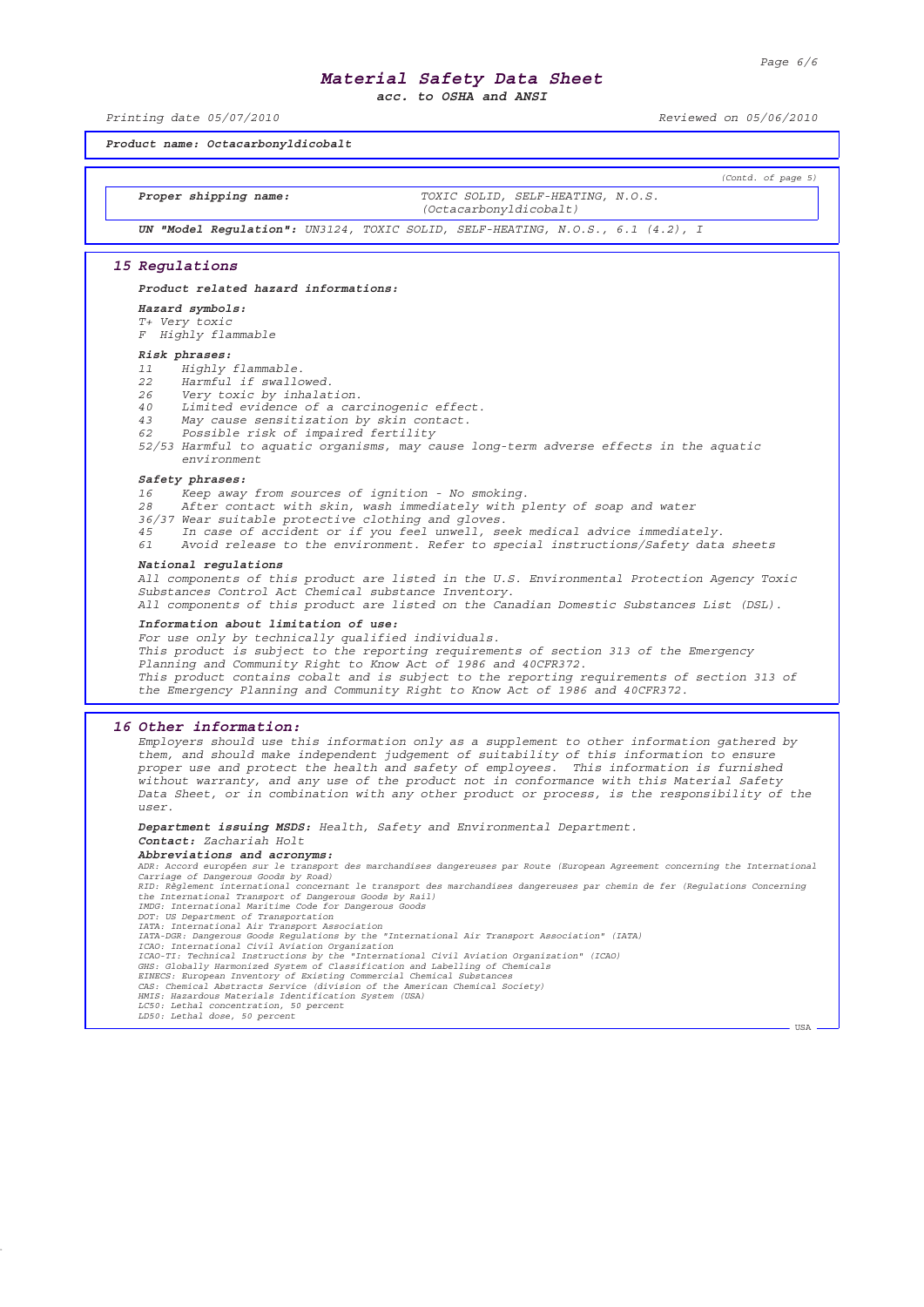**Product name: Octacarbonyldicobalt**

(Contd. of page 5)

| | |
|---|---|
| **Proper shipping name:** | TOXIC SOLID, SELF-HEATING, N.O.S. (Octacarbonyldicobalt) |

**UN "Model Regulation":** UN3124, TOXIC SOLID, SELF-HEATING, N.O.S., 6.1 (4.2), I

## 15 Regulations

**Product related hazard informations:**

**Hazard symbols:**
T+ Very toxic
F Highly flammable

**Risk phrases:**
- 11 Highly flammable.
- 22 Harmful if swallowed.
- 26 Very toxic by inhalation.
- 40 Limited evidence of a carcinogenic effect.
- 43 May cause sensitization by skin contact.
- 62 Possible risk of impaired fertility
- 52/53 Harmful to aquatic organisms, may cause long-term adverse effects in the aquatic environment

**Safety phrases:**
- 16 Keep away from sources of ignition - No smoking.
- 28 After contact with skin, wash immediately with plenty of soap and water
- 36/37 Wear suitable protective clothing and gloves.
- 45 In case of accident or if you feel unwell, seek medical advice immediately.
- 61 Avoid release to the environment. Refer to special instructions/Safety data sheets

**National regulations**
All components of this product are listed in the U.S. Environmental Protection Agency Toxic Substances Control Act Chemical substance Inventory.
All components of this product are listed on the Canadian Domestic Substances List (DSL).

**Information about limitation of use:**
For use only by technically qualified individuals.
This product is subject to the reporting requirements of section 313 of the Emergency Planning and Community Right to Know Act of 1986 and 40CFR372.
This product contains cobalt and is subject to the reporting requirements of section 313 of the Emergency Planning and Community Right to Know Act of 1986 and 40CFR372.

## 16 Other information:

Employers should use this information only as a supplement to other information gathered by them, and should make independent judgement of suitability of this information to ensure proper use and protect the health and safety of employees. This information is furnished without warranty, and any use of the product not in conformance with this Material Safety Data Sheet, or in combination with any other product or process, is the responsibility of the user.

**Department issuing MSDS:** Health, Safety and Environmental Department.
**Contact:** Zachariah Holt

**Abbreviations and acronyms:**
ADR: Accord européen sur le transport des marchandises dangereuses par Route (European Agreement concerning the International Carriage of Dangerous Goods by Road)
RID: Règlement international concernant le transport des marchandises dangereuses par chemin de fer (Regulations Concerning the International Transport of Dangerous Goods by Rail)
IMDG: International Maritime Code for Dangerous Goods
DOT: US Department of Transportation
IATA: International Air Transport Association
IATA-DGR: Dangerous Goods Regulations by the "International Air Transport Association" (IATA)
ICAO: International Civil Aviation Organization
ICAO-TI: Technical Instructions by the "International Civil Aviation Organization" (ICAO)
GHS: Globally Harmonized System of Classification and Labelling of Chemicals
EINECS: European Inventory of Existing Commercial Chemical Substances
CAS: Chemical Abstracts Service (division of the American Chemical Society)
HMIS: Hazardous Materials Identification System (USA)
LC50: Lethal concentration, 50 percent
LD50: Lethal dose, 50 percent